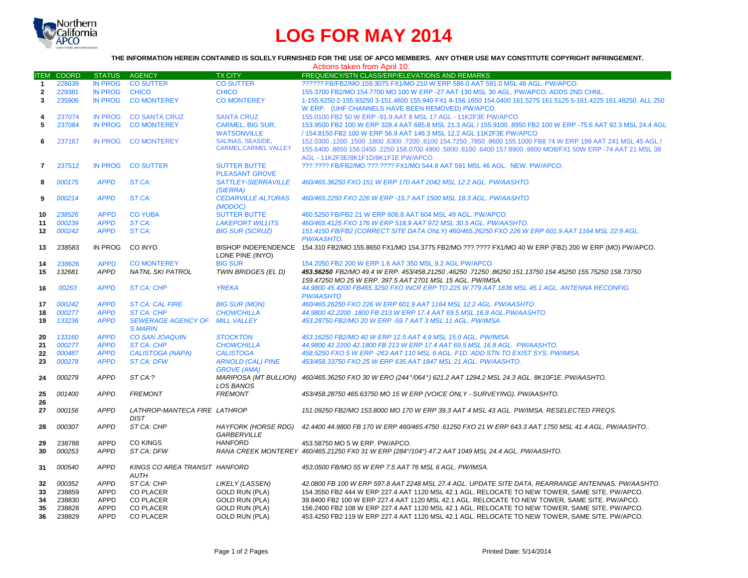# LOG FOR MAY 2014

**THE INFORMATION HEREIN CONTAINED IS SOLELY FURNISHED FOR THE USE OF APCO MEMBERS. ANY OTHER USE MAY CONSTITUTE COPYRIGHT INFRINGEMENT.**

Actions taken from April 10.

| ITEM | COORD | STATUS | AGENCY | TX CITY | FREQUENCY/STN CLASS/ERP/ELEVATIONS AND REMARKS |
|---|---|---|---|---|---|
| 1 | 228039 | IN PROG | CO SUTTER | CO SUTTER | ?????? FB/FB2/MO 159.3075 FX1/MO 210 W ERP 586.0 AAT 591.0 MSL 46 AGL. PW/APCO. |
| 2 | 229381 | IN PROG | CHICO | CHICO | 155.3700 FB2/MO 154.7700 MO 100 W ERP -27 AAT 130 MSL 30 AGL. PW/APCO. ADDS 2ND CHNL. |
| 3 | 235906 | IN PROG | CO MONTEREY | CO MONTEREY | 1-155.6250 2-155.93250 3-151.4600 155.940 FX1 4-156.1650 154.0400 161.5275 161.5125 5-161.4225 161.48250. ALL 250 W ERP. (UHF CHANNELS HAVE BEEN REMOVED) PW/APCO. |
| 4 | 237074 | IN PROG | CO SANTA CRUZ | SANTA CRUZ | 155.0100 FB2 50 W ERP -91.9 AAT 8 MSL 17 AGL - 11K2F3E PW/APCO |
| 5 | 237084 | IN PROG | CO MONTEREY | CARMEL, BIG SUR, WATSONVILLE | 153.9500 FB2 100 W ERP 328.4 AAT 685.8 MSL 21.3 AGL / 155.9100 .8950 FB2 100 W ERP -75.6 AAT 92.3 MSL 24.4 AGL / 154.8150 FB2 100 W ERP 56.9 AAT 146.3 MSL 12.2 AGL 11K2F3E PW/APCO |
| 6 | 237167 | IN PROG | CO MONTEREY | SALINAS, SEASIDE, CARMEL,CARMEL VALLEY | 152.0300 .1200 .1500 .1800 .6300 .7200 .8100 154.7250 .7850 .8600 155.1000 FB8 74 W ERP 199 AAT 241 MSL 45 AGL / 155.6400 .8650 156.0450 .2250 158.0700 4900 .5800 .6100 .6400 157.8900 .9800 MO8/FX1 50W ERP -74 AAT 21 MSL 38 AGL - 11K2F3E/8K1F1D/8K1F1E PW/APCO |
| 7 | 237512 | IN PROG | CO SUTTER | SUTTER BUTTE PLEASANT GROVE | ???.???? FB/FB2/MO ???.???? FX1/MO 544.8 AAT 591 MSL 46 AGL. NEW. PW/APCO. |
| 8 | *000175* | *APPD* | *ST CA:* | *SATTLEY-SIERRAVILLE (SIERRA)* | *460/465.36250 FXO 151 W ERP 170 AAT 2042 MSL 12.2 AGL. PW/AASHTO.* |
| 9 | *000214* | *APPD* | *ST CA:* | *CEDARVILLE ALTURAS (MODOC)* | *460/465.2250 FXO 226 W ERP -15.7 AAT 1500 MSL 18.3 AGL. PW/AASHTO.* |
| 10 | 238526 | APPD | CO YUBA | SUTTER BUTTE | 460.5250 FB/FB2 21 W ERP 606.8 AAT 604 MSL 49 AGL. PW/APCO. |
| 11 | *000239* | *APPD* | *ST CA:* | *LAKEPORT WILLITS* | *460/465.4125 FXO 176 W ERP 518.9 AAT 972 MSL 30.5 AGL. PW/AASHTO.* |
| 12 | *000242* | *APPD* | *ST CA:* | *BIG SUR (SCRUZ)* | *151.4150 FB/FB2 (CORRECT SITE DATA ONLY) 460/465.26250 FXO 226 W ERP 601.9 AAT 1164 MSL 22.9 AGL. PW/AASHTO.* |
| 13 | 238583 | IN PROG | CO INYO | BISHOP INDEPENDENCE LONE PINE (INYO) | 154.310 FB2/MO 155.8650 FX1/MO 154.3775 FB2/MO ???.???? FX1/MO 40 W ERP (FB2) 200 W ERP (MO) PW/APCO. |
| 14 | 238626 | APPD | CO MONTEREY | BIG SUR | 154.2050 FB2 200 W ERP 1.6 AAT 350 MSL 9.2 AGL PW/APCO. |
| 15 | *132681* | *APPD* | *NATNL SKI PATROL* | *TWIN BRIDGES (EL D)* | ***453.56250** FB2/MO 49.4 W ERP. 453/458.21250 .46250 .71250 .86250 151.13750 154.45250 155.75250 158.73750 159.47250 MO 25 W ERP. 397.5 AAT 2701 MSL 15 AGL. PW/IMSA.* |
| 16 | *00263* | *APPD* | *ST CA: CHP* | *YREKA* | *44.9800 45.4200 FB465.3250 FXO INCR ERP TO 225 W.779 AAT 1836 MSL 45.1 AGL. ANTENNA RECONFIG. PW/AASHTO* |
| 17 | *000242* | *APPD* | *ST CA: CAL FIRE* | *BIG SUR (MON)* | *460/465.26250 FXO 226 W ERP 601.9 AAT 1164 MSL 12.2 AGL. PW/AASHTO.* |
| 18 | *000277* | *APPD* | *ST CA: CHP* | *CHOWCHILLA* | *44.9800 42.2200 .1800 FB 213 W ERP 17.4 AAT 69.5 MSL 16.8 AGL.PW/AASHTO.* |
| 19 | *133236* | *APPD* | *SEWERAGE AGENCY OF S MARIN* | *MILL VALLEY* | *453.28750 FB2/MO 20 W ERP -59.7 AAT 3 MSL 11 AGL. PW/IMSA.* |
| 20 | *133160* | *APPD* | *CO SAN JOAQUIN* | *STOCKTON* | *453.16250 FB2/MO 40 W ERP 12.5 AAT 4.9 MSL 15.0 AGL. PW/IMSA.* |
| 21 | *000277* | *APPD* | *ST CA: CHP* | *CHOWCHILLA* | *44.9800 42.2200 42.1800 FB 213 W ERP 17.4 AAT 69.5 MSL 16.8 AGL. PW/AASHTO.* |
| 22 | *000487* | *APPD* | *CALISTOGA (NAPA)* | *CALISTOGA* | *458.5250 FXO 5 W ERP -263 AAT 110 MSL 6 AGL. F1D. ADD STN TO EXIST SYS. PW/IMSA.* |
| 23 | *000278* | *APPD* | *ST CA: DFW* | *ARNOLD (CAL) PINE GROVE (AMA)* | *453/458.33750 FXO 25 W ERP 635 AAT 1847 MSL 21 AGL. PW/AASHTO.* |
| 24 | *000279* | *APPD* | *ST CA:?* | *MARIPOSA (MT BULLION) LOS BANOS* | *460/465.36250 FXO 30 W ERO (244°/064°) 621.2 AAT 1294.2 MSL 24.3 AGL. 8K10F1E. PW/AASHTO.* |
| 25 | *001400* | *APPD* | *FREMONT* | *FREMONT* | *453/458.28750 465.63750 MO 15 W ERP (VOICE ONLY - SURVEYING). PW/AASHTO.* |
| 26 | | | | | |
| 27 | *000156* | *APPD* | *LATHROP-MANTECA FIRE DIST* | *LATHROP* | *151.09250 FB2/MO 153.8000 MO 170 W ERP 39.3 AAT 4 MSL 43 AGL. PW/IMSA. RESELECTED FREQS.* |
| 28 | *000307* | *APPD* | *ST CA: CHP* | *HAYFORK (HORSE RDG) GARBERVILLE* | *42.4400 44.9800 FB 170 W ERP 460/465.4750 .61250 FXO 21 W ERP 643.3 AAT 1750 MSL 41.4 AGL. PW/AASHTO..* |
| 29 | 238788 | APPD | CO KINGS | HANFORD | 453.58750 MO 5 W ERP. PW/APCO. |
| 30 | *000253* | *APPD* | *ST CA: DFW* | *RANA CREEK MONTEREY* | *460/465.21250 FX0 31 W ERP (284°/104°) 47.2 AAT 1049 MSL 24.4 AGL. PW/AASHTO.* |
| 31 | *000540* | *APPD* | *KINGS CO AREA TRANSIT AUTH* | *HANFORD* | *453.0500 FB/MO 55 W ERP 7.5 AAT 76 MSL 6 AGL. PW/IMSA.* |
| 32 | *000352* | *APPD* | *ST CA: CHP* | *LIKELY (LASSEN)* | *42.0800 FB 100 W ERP 597.8 AAT 2248 MSL 27.4 AGL. UPDATE SITE DATA, REARRANGE ANTENNAS. PW/AASHTO.* |
| 33 | 238859 | APPD | CO PLACER | GOLD RUN (PLA) | 154.3550 FB2 444 W ERP 227.4 AAT 1120 MSL 42.1 AGL. RELOCATE TO NEW TOWER, SAME SITE. PW/APCO. |
| 34 | 238830 | APPD | CO PLACER | GOLD RUN (PLA) | 39.8400 FB2 100 W ERP 227.4 AAT 1120 MSL 42.1 AGL. RELOCATE TO NEW TOWER, SAME SITE. PW/APCO. |
| 35 | 238828 | APPD | CO PLACER | GOLD RUN (PLA) | 156.2400 FB2 108 W ERP 227.4 AAT 1120 MSL 42.1 AGL. RELOCATE TO NEW TOWER, SAME SITE. PW/APCO. |
| 36 | 238829 | APPD | CO PLACER | GOLD RUN (PLA) | 453.4250 FB2 119 W ERP 227.4 AAT 1120 MSL 42.1 AGL. RELOCATE TO NEW TOWER, SAME SITE. PW/APCO. |

Printed Date: 5/14/2014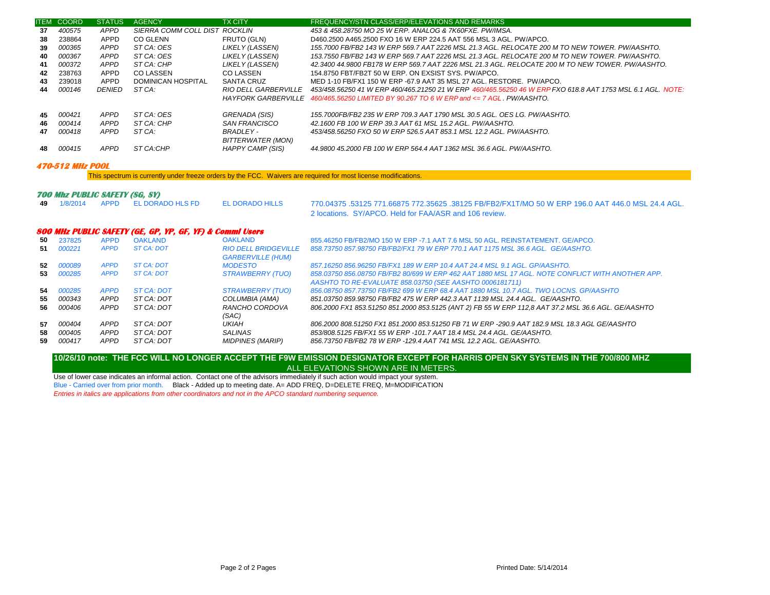| ITEM | COORD | STATUS | AGENCY | TX CITY | FREQUENCY/STN CLASS/ERP/ELEVATIONS AND REMARKS |
|---|---|---|---|---|---|
| 37 | *400575* | *APPD* | *SIERRA COMM COLL DIST* | *ROCKLIN* | *453 & 458.28750 MO 25 W ERP. ANALOG & 7K60FXE. PW/IMSA.* |
| 38 | 238864 | APPD | CO GLENN | FRUTO (GLN) | D460.2500 A465.2500 FXO 16 W ERP 224.5 AAT 556 MSL 3 AGL. PW/APCO. |
| 39 | *000365* | *APPD* | *ST CA: OES* | *LIKELY (LASSEN)* | *155.7000 FB/FB2 143 W ERP 569.7 AAT 2226 MSL 21.3 AGL. RELOCATE 200 M TO NEW TOWER. PW/AASHTO.* |
| 40 | *000367* | *APPD* | *ST CA: OES* | *LIKELY (LASSEN)* | *153.7550 FB/FB2 143 W ERP 569.7 AAT 2226 MSL 21.3 AGL. RELOCATE 200 M TO NEW TOWER. PW/AASHTO.* |
| 41 | *000372* | *APPD* | *ST CA: CHP* | *LIKELY (LASSEN)* | *42.3400 44.9800 FB178 W ERP 569.7 AAT 2226 MSL 21.3 AGL. RELOCATE 200 M TO NEW TOWER. PW/AASHTO.* |
| 42 | 238763 | APPD | CO LASSEN | CO LASSEN | 154.8750 FBT/FB2T 50 W ERP. ON EXSIST SYS. PW/APCO. |
| 43 | 239018 | APPD | DOMINICAN HOSPITAL | SANTA CRUZ | MED 1-10 FB/FX1 150 W ERP -67.9 AAT 35 MSL 27 AGL. RESTORE. PW/APCO. |
| 44 | *000146* | *DENIED* | *ST CA:* | *RIO DELL GARBERVILLE HAYFORK GARBERVILLE* | *453/458.56250 41 W ERP 460/465.21250 21 W ERP 460/465.56250 46 W ERP FXO 618.8 AAT 1753 MSL 6.1 AGL. NOTE: 460/465.56250 LIMITED BY 90.267 TO 6 W ERP and <= 7 AGL . PW/AASHTO.* |
| 45 | *000421* | *APPD* | *ST CA: OES* | *GRENADA (SIS)* | *155.7000FB/FB2 235 W ERP 709.3 AAT 1790 MSL 30.5 AGL. OES LG. PW/AASHTO.* |
| 46 | *000414* | *APPD* | *ST CA: CHP* | *SAN FRANCISCO* | *42.1600 FB 100 W ERP 39.3 AAT 61 MSL 15.2 AGL. PW/AASHTO.* |
| 47 | *000418* | *APPD* | *ST CA:* | *BRADLEY - BITTERWATER (MON)* | *453/458.56250 FXO 50 W ERP 526.5 AAT 853.1 MSL 12.2 AGL. PW/AASHTO.* |
| 48 | *000415* | *APPD* | *ST CA:CHP* | *HAPPY CAMP (SIS)* | *44.9800 45.2000 FB 100 W ERP 564.4 AAT 1362 MSL 36.6 AGL. PW/AASHTO.* |

### 470-512 MHz POOL

This spectrum is currently under freeze orders by the FCC. Waivers are required for most license modifications.

### 700 Mhz PUBLIC SAFETY (SG, SY)

| ITEM | COORD | STATUS | AGENCY | TX CITY | FREQUENCY/STN CLASS/ERP/ELEVATIONS AND REMARKS |
|---|---|---|---|---|---|
| 49 | 1/8/2014 | APPD | EL DORADO HLS FD | EL DORADO HILLS | 770.04375 .53125 771.66875 772.35625 .38125 FB/FB2/FX1T/MO 50 W ERP 196.0 AAT 446.0 MSL 24.4 AGL. 2 locations. SY/APCO. Held for FAA/ASR and 106 review. |

### 800 MHz PUBLIC SAFETY (GE, GP, YP, GF, YF) & Comml Users

| ITEM | COORD | STATUS | AGENCY | TX CITY | FREQUENCY/STN CLASS/ERP/ELEVATIONS AND REMARKS |
|---|---|---|---|---|---|
| 50 | 237825 | APPD | OAKLAND | OAKLAND | 855.46250 FB/FB2/MO 150 W ERP -7.1 AAT 7.6 MSL 50 AGL. REINSTATEMENT. GE/APCO. |
| 51 | *000221* | *APPD* | *ST CA: DOT* | *RIO DELL BRIDGEVILLE GARBERVILLE (HUM)* | *858.73750 857.98750 FB/FB2/FX1 79 W ERP 770.1 AAT 1175 MSL 36.6 AGL. GE/AASHTO.* |
| 52 | *000089* | *APPD* | *ST CA: DOT* | *MODESTO* | *857.16250 856.96250 FB/FX1 189 W ERP 10.4 AAT 24.4 MSL 9.1 AGL. GP/AASHTO.* |
| 53 | *000285* | *APPD* | *ST CA: DOT* | *STRAWBERRY (TUO)* | *858.03750 856.08750 FB/FB2 80/699 W ERP 462 AAT 1880 MSL 17 AGL. NOTE CONFLICT WITH ANOTHER APP. AASHTO TO RE-EVALUATE 858.03750 (SEE AASHTO 0006181711)* |
| 54 | *000285* | *APPD* | *ST CA: DOT* | *STRAWBERRY (TUO)* | *856.08750 857.73750 FB/FB2 699 W ERP 68.4 AAT 1880 MSL 10.7 AGL. TWO LOCNS. GP/AASHTO* |
| 55 | *000343* | *APPD* | *ST CA: DOT* | *COLUMBIA (AMA)* | *851.03750 859.98750 FB/FB2 475 W ERP 442.3 AAT 1139 MSL 24.4 AGL. GE/AASHTO.* |
| 56 | *000406* | *APPD* | *ST CA: DOT* | *RANCHO CORDOVA (SAC)* | *806.2000 FX1 853.51250 851.2000 853.5125 (ANT 2) FB 55 W ERP 112,8 AAT 37.2 MSL 36.6 AGL. GE/AASHTO* |
| 57 | *000404* | *APPD* | *ST CA: DOT* | *UKIAH* | *806.2000 808.51250 FX1 851.2000 853.51250 FB 71 W ERP -290.9 AAT 182.9 MSL 18.3 AGL GE/AASHTO* |
| 58 | *000405* | *APPD* | *ST CA: DOT* | *SALINAS* | *853/808.5125 FB/FX1 55 W ERP -101.7 AAT 18.4 MSL 24.4 AGL. GE/AASHTO.* |
| 59 | *000417* | *APPD* | *ST CA: DOT* | *MIDPINES (MARIP)* | *856.73750 FB/FB2 78 W ERP -129.4 AAT 741 MSL 12.2 AGL. GE/AASHTO.* |

**10/26/10 note: THE FCC WILL NO LONGER ACCEPT THE F9W EMISSION DESIGNATOR EXCEPT FOR HARRIS OPEN SKY SYSTEMS IN THE 700/800 MHZ**

ALL ELEVATIONS SHOWN ARE IN METERS.

Use of lower case indicates an informal action. Contact one of the advisors immediately if such action would impact your system.

Blue - Carried over from prior month. Black - Added up to meeting date. A= ADD FREQ, D=DELETE FREQ, M=MODIFICATION

*Entries in italics are applications from other coordinators and not in the APCO standard numbering sequence.*

Printed Date: 5/14/2014